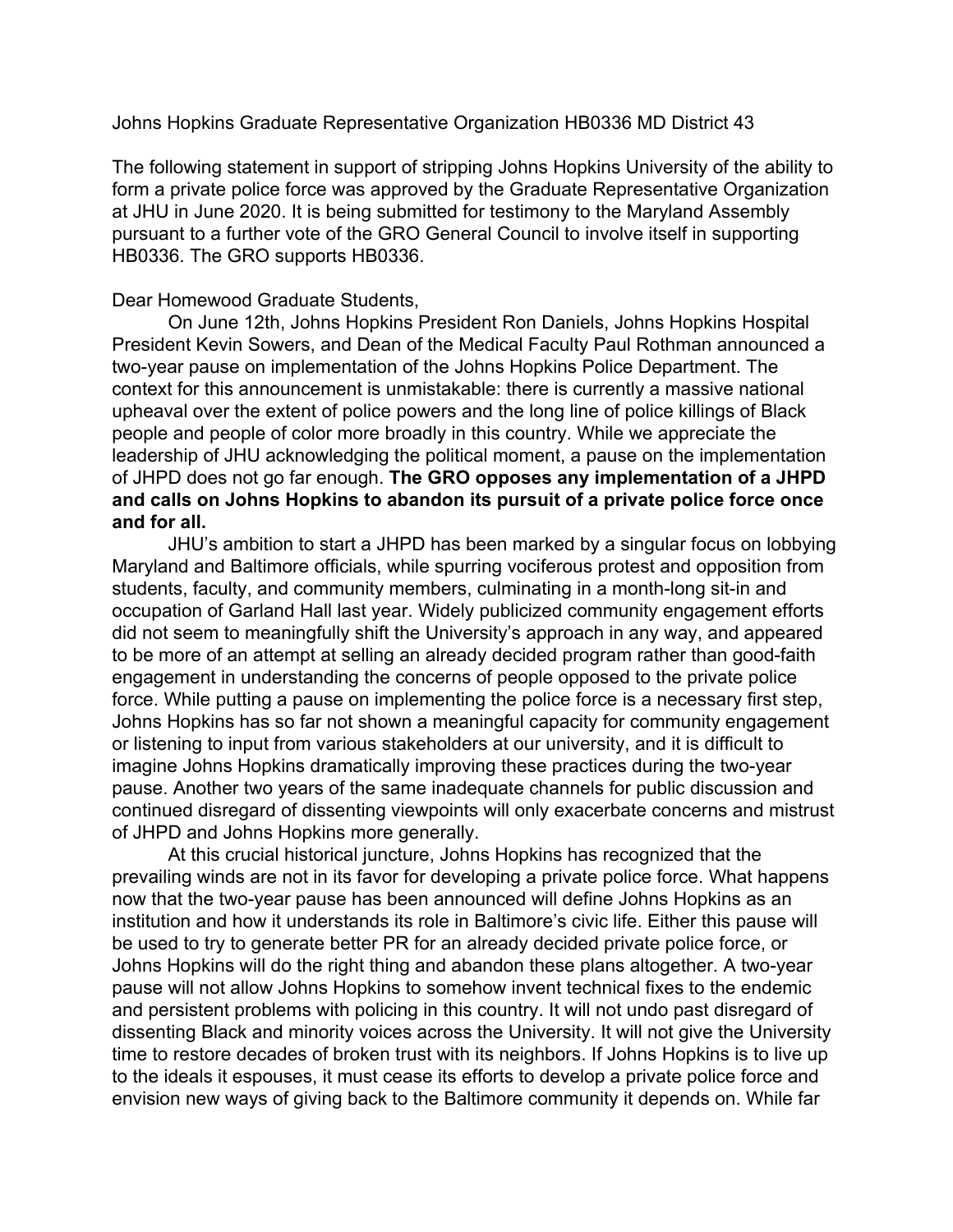Johns Hopkins Graduate Representative Organization HB0336 MD District 43

The following statement in support of stripping Johns Hopkins University of the ability to form a private police force was approved by the Graduate Representative Organization at JHU in June 2020. It is being submitted for testimony to the Maryland Assembly pursuant to a further vote of the GRO General Council to involve itself in supporting HB0336. The GRO supports HB0336.

Dear Homewood Graduate Students,

On June 12th, Johns Hopkins President Ron Daniels, Johns Hopkins Hospital President Kevin Sowers, and Dean of the Medical Faculty Paul Rothman announced a two-year pause on implementation of the Johns Hopkins Police Department. The context for this announcement is unmistakable: there is currently a massive national upheaval over the extent of police powers and the long line of police killings of Black people and people of color more broadly in this country. While we appreciate the leadership of JHU acknowledging the political moment, a pause on the implementation of JHPD does not go far enough. **The GRO opposes any implementation of a JHPD and calls on Johns Hopkins to abandon its pursuit of a private police force once and for all.**

JHU's ambition to start a JHPD has been marked by a singular focus on lobbying Maryland and Baltimore officials, while spurring vociferous protest and opposition from students, faculty, and community members, culminating in a month-long sit-in and occupation of Garland Hall last year. Widely publicized community engagement efforts did not seem to meaningfully shift the University's approach in any way, and appeared to be more of an attempt at selling an already decided program rather than good-faith engagement in understanding the concerns of people opposed to the private police force. While putting a pause on implementing the police force is a necessary first step, Johns Hopkins has so far not shown a meaningful capacity for community engagement or listening to input from various stakeholders at our university, and it is difficult to imagine Johns Hopkins dramatically improving these practices during the two-year pause. Another two years of the same inadequate channels for public discussion and continued disregard of dissenting viewpoints will only exacerbate concerns and mistrust of JHPD and Johns Hopkins more generally.

At this crucial historical juncture, Johns Hopkins has recognized that the prevailing winds are not in its favor for developing a private police force. What happens now that the two-year pause has been announced will define Johns Hopkins as an institution and how it understands its role in Baltimore's civic life. Either this pause will be used to try to generate better PR for an already decided private police force, or Johns Hopkins will do the right thing and abandon these plans altogether. A two-year pause will not allow Johns Hopkins to somehow invent technical fixes to the endemic and persistent problems with policing in this country. It will not undo past disregard of dissenting Black and minority voices across the University. It will not give the University time to restore decades of broken trust with its neighbors. If Johns Hopkins is to live up to the ideals it espouses, it must cease its efforts to develop a private police force and envision new ways of giving back to the Baltimore community it depends on. While far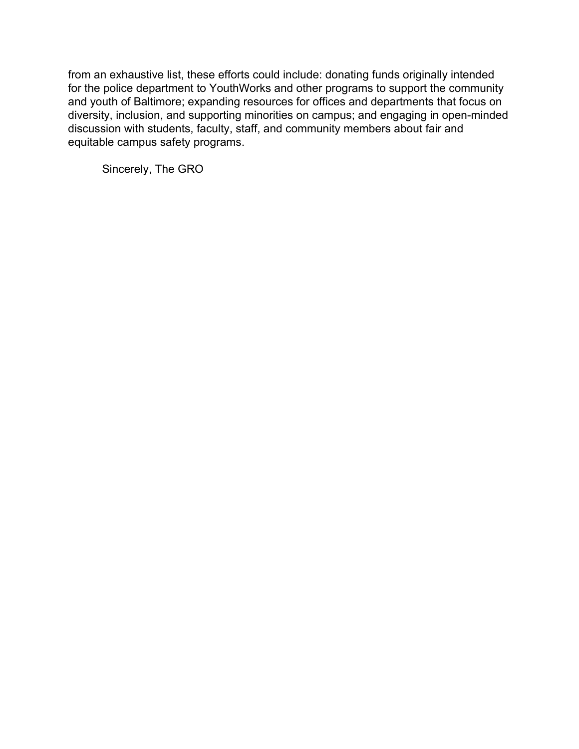from an exhaustive list, these efforts could include: donating funds originally intended for the police department to YouthWorks and other programs to support the community and youth of Baltimore; expanding resources for offices and departments that focus on diversity, inclusion, and supporting minorities on campus; and engaging in open-minded discussion with students, faculty, staff, and community members about fair and equitable campus safety programs.

Sincerely, The GRO